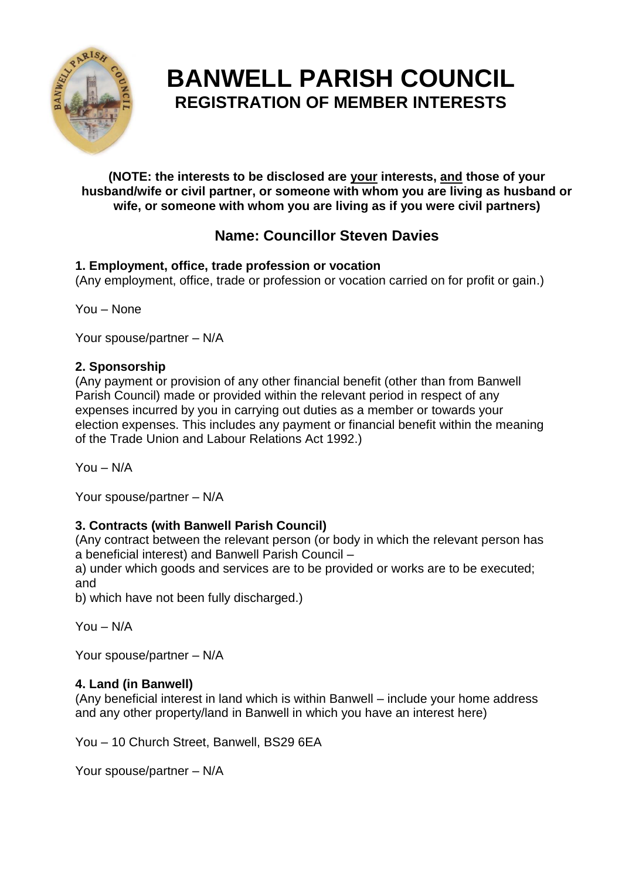# BANWELL PARISH COUNCIL

## REGISTRATION OF MEMBER INTERESTS

**(NOTE: the interests to be disclosed are <u>your</u> interests, <u>and</u> those of your husband/wife or civil partner, or someone with whom you are living as husband or wife, or someone with whom you are living as if you were civil partners)**

### Name: Councillor Steven Davies

**1. Employment, office, trade profession or vocation**
(Any employment, office, trade or profession or vocation carried on for profit or gain.)

You – None

Your spouse/partner – N/A

**2. Sponsorship**
(Any payment or provision of any other financial benefit (other than from Banwell Parish Council) made or provided within the relevant period in respect of any expenses incurred by you in carrying out duties as a member or towards your election expenses. This includes any payment or financial benefit within the meaning of the Trade Union and Labour Relations Act 1992.)

You – N/A

Your spouse/partner – N/A

**3. Contracts (with Banwell Parish Council)**
(Any contract between the relevant person (or body in which the relevant person has a beneficial interest) and Banwell Parish Council –
a) under which goods and services are to be provided or works are to be executed; and
b) which have not been fully discharged.)

You – N/A

Your spouse/partner – N/A

**4. Land (in Banwell)**
(Any beneficial interest in land which is within Banwell – include your home address and any other property/land in Banwell in which you have an interest here)

You – 10 Church Street, Banwell, BS29 6EA

Your spouse/partner – N/A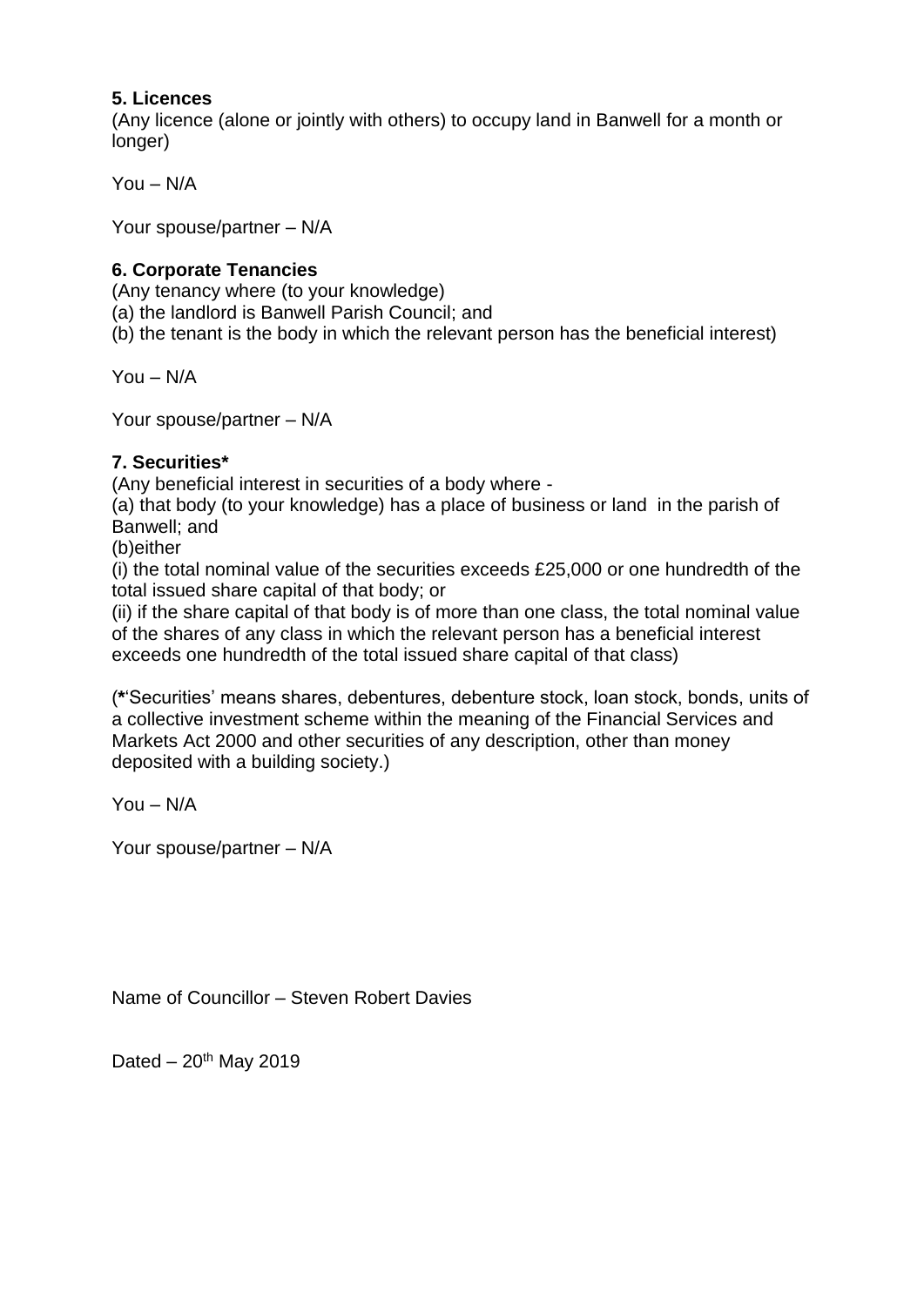**5. Licences**
(Any licence (alone or jointly with others) to occupy land in Banwell for a month or longer)

You – N/A

Your spouse/partner – N/A

**6. Corporate Tenancies**
(Any tenancy where (to your knowledge)
(a) the landlord is Banwell Parish Council; and
(b) the tenant is the body in which the relevant person has the beneficial interest)

You – N/A

Your spouse/partner – N/A

**7. Securities***
(Any beneficial interest in securities of a body where -
(a) that body (to your knowledge) has a place of business or land in the parish of Banwell; and
(b)either
(i) the total nominal value of the securities exceeds £25,000 or one hundredth of the total issued share capital of that body; or
(ii) if the share capital of that body is of more than one class, the total nominal value of the shares of any class in which the relevant person has a beneficial interest exceeds one hundredth of the total issued share capital of that class)

(***'**Securities' means shares, debentures, debenture stock, loan stock, bonds, units of a collective investment scheme within the meaning of the Financial Services and Markets Act 2000 and other securities of any description, other than money deposited with a building society.)

You – N/A

Your spouse/partner – N/A

Name of Councillor – Steven Robert Davies

Dated – 20th May 2019